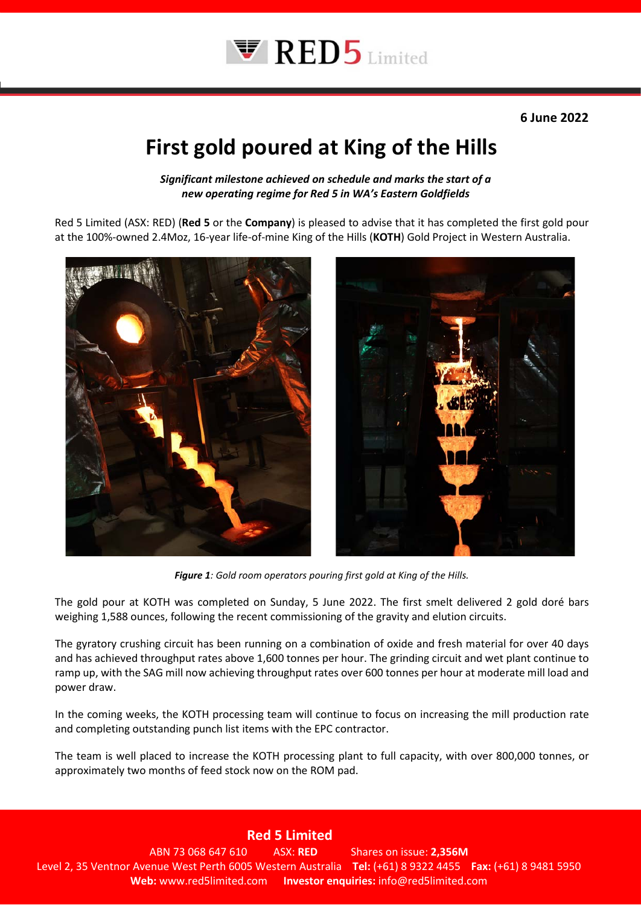6 June 2022

# First gold poured at King of the Hills

***Significant milestone achieved on schedule and marks the start of a new operating regime for Red 5 in WA's Eastern Goldfields***

Red 5 Limited (ASX: RED) (**Red 5** or the **Company**) is pleased to advise that it has completed the first gold pour at the 100%-owned 2.4Moz, 16-year life-of-mine King of the Hills (**KOTH**) Gold Project in Western Australia.

***Figure 1****: Gold room operators pouring first gold at King of the Hills.*

The gold pour at KOTH was completed on Sunday, 5 June 2022. The first smelt delivered 2 gold doré bars weighing 1,588 ounces, following the recent commissioning of the gravity and elution circuits.

The gyratory crushing circuit has been running on a combination of oxide and fresh material for over 40 days and has achieved throughput rates above 1,600 tonnes per hour. The grinding circuit and wet plant continue to ramp up, with the SAG mill now achieving throughput rates over 600 tonnes per hour at moderate mill load and power draw.

In the coming weeks, the KOTH processing team will continue to focus on increasing the mill production rate and completing outstanding punch list items with the EPC contractor.

The team is well placed to increase the KOTH processing plant to full capacity, with over 800,000 tonnes, or approximately two months of feed stock now on the ROM pad.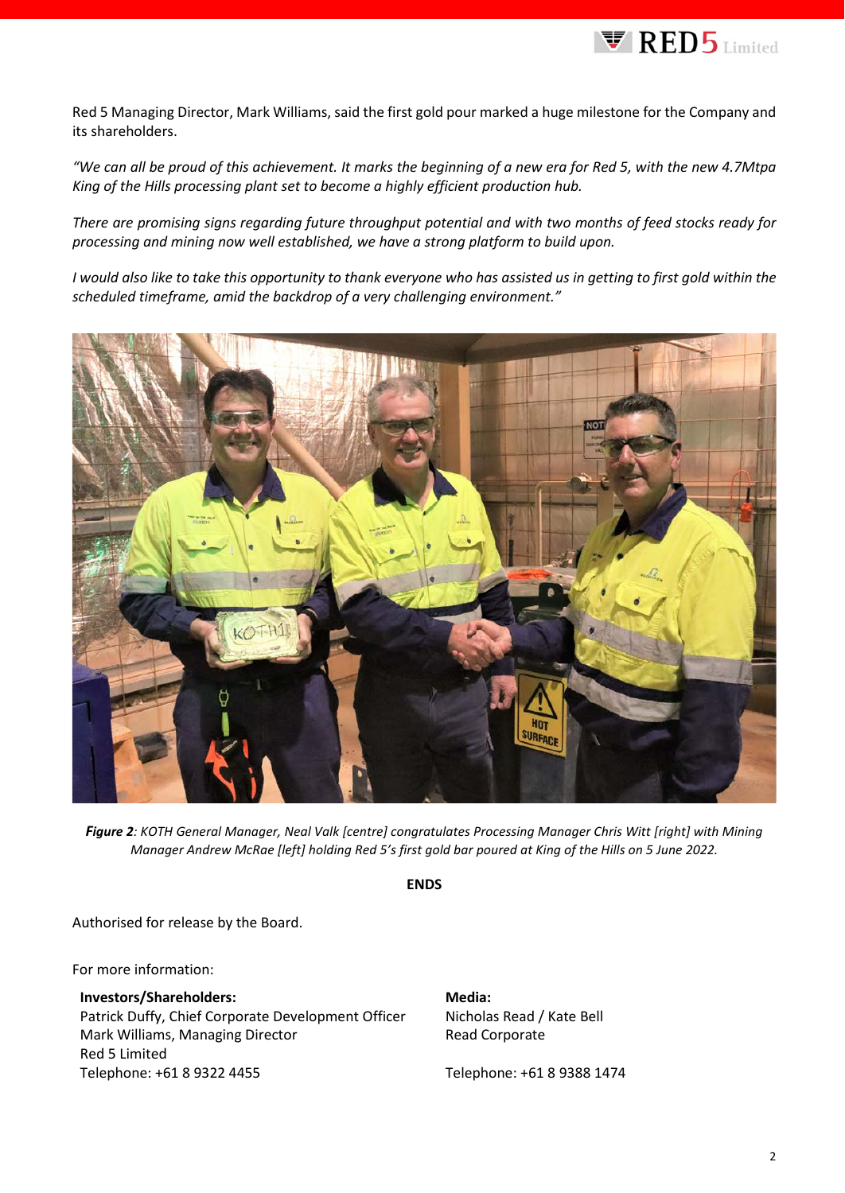Red 5 Managing Director, Mark Williams, said the first gold pour marked a huge milestone for the Company and its shareholders.

*"We can all be proud of this achievement. It marks the beginning of a new era for Red 5, with the new 4.7Mtpa King of the Hills processing plant set to become a highly efficient production hub.*

*There are promising signs regarding future throughput potential and with two months of feed stocks ready for processing and mining now well established, we have a strong platform to build upon.*

*I would also like to take this opportunity to thank everyone who has assisted us in getting to first gold within the scheduled timeframe, amid the backdrop of a very challenging environment."*

***Figure 2****: KOTH General Manager, Neal Valk [centre] congratulates Processing Manager Chris Witt [right] with Mining Manager Andrew McRae [left] holding Red 5's first gold bar poured at King of the Hills on 5 June 2022.*

**ENDS**

Authorised for release by the Board.

For more information:

**Investors/Shareholders:**
Patrick Duffy, Chief Corporate Development Officer
Mark Williams, Managing Director
Red 5 Limited
Telephone: +61 8 9322 4455

**Media:**
Nicholas Read / Kate Bell
Read Corporate

Telephone: +61 8 9388 1474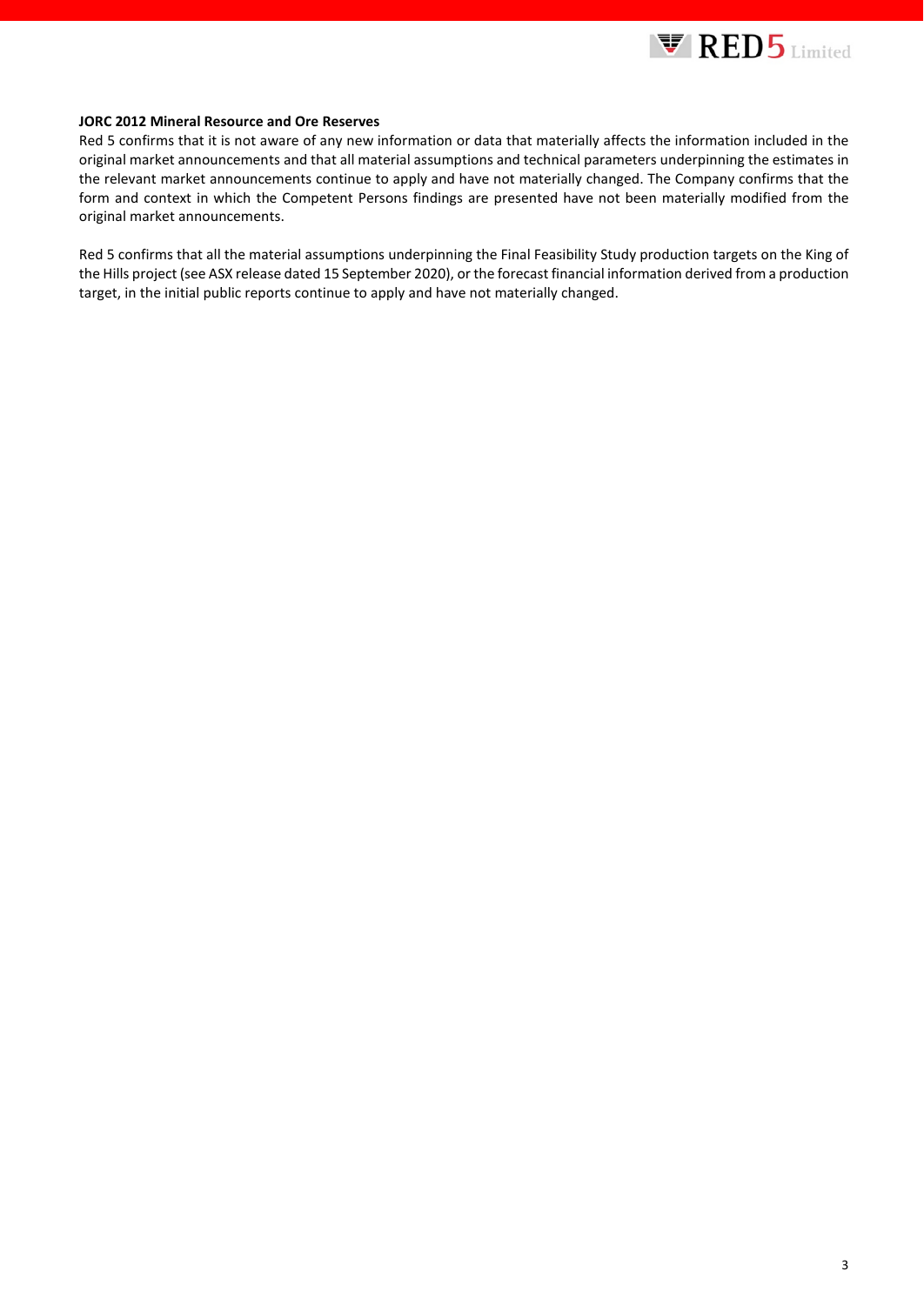**JORC 2012 Mineral Resource and Ore Reserves**

Red 5 confirms that it is not aware of any new information or data that materially affects the information included in the original market announcements and that all material assumptions and technical parameters underpinning the estimates in the relevant market announcements continue to apply and have not materially changed. The Company confirms that the form and context in which the Competent Persons findings are presented have not been materially modified from the original market announcements.

Red 5 confirms that all the material assumptions underpinning the Final Feasibility Study production targets on the King of the Hills project (see ASX release dated 15 September 2020), or the forecast financial information derived from a production target, in the initial public reports continue to apply and have not materially changed.